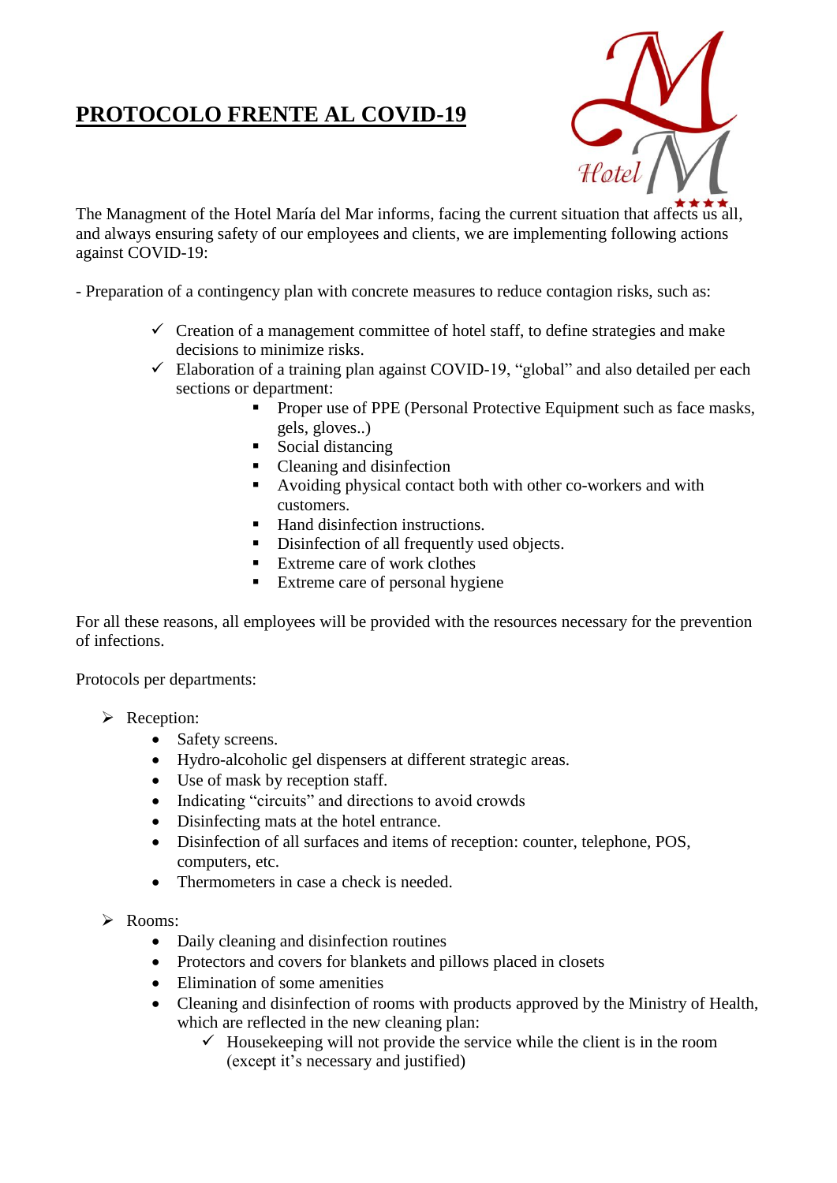# PROTOCOLO FRENTE AL COVID-19

The Managment of the Hotel María del Mar informs, facing the current situation that affects us all, and always ensuring safety of our employees and clients, we are implementing following actions against COVID-19:

- Preparation of a contingency plan with concrete measures to reduce contagion risks, such as:

  - ✓ Creation of a management committee of hotel staff, to define strategies and make decisions to minimize risks.
  - ✓ Elaboration of a training plan against COVID-19, "global" and also detailed per each sections or department:
    - Proper use of PPE (Personal Protective Equipment such as face masks, gels, gloves..)
    - Social distancing
    - Cleaning and disinfection
    - Avoiding physical contact both with other co-workers and with customers.
    - Hand disinfection instructions.
    - Disinfection of all frequently used objects.
    - Extreme care of work clothes
    - Extreme care of personal hygiene

For all these reasons, all employees will be provided with the resources necessary for the prevention of infections.

Protocols per departments:

- Reception:
  - Safety screens.
  - Hydro-alcoholic gel dispensers at different strategic areas.
  - Use of mask by reception staff.
  - Indicating "circuits" and directions to avoid crowds
  - Disinfecting mats at the hotel entrance.
  - Disinfection of all surfaces and items of reception: counter, telephone, POS, computers, etc.
  - Thermometers in case a check is needed.

- Rooms:
  - Daily cleaning and disinfection routines
  - Protectors and covers for blankets and pillows placed in closets
  - Elimination of some amenities
  - Cleaning and disinfection of rooms with products approved by the Ministry of Health, which are reflected in the new cleaning plan:
    - ✓ Housekeeping will not provide the service while the client is in the room (except it's necessary and justified)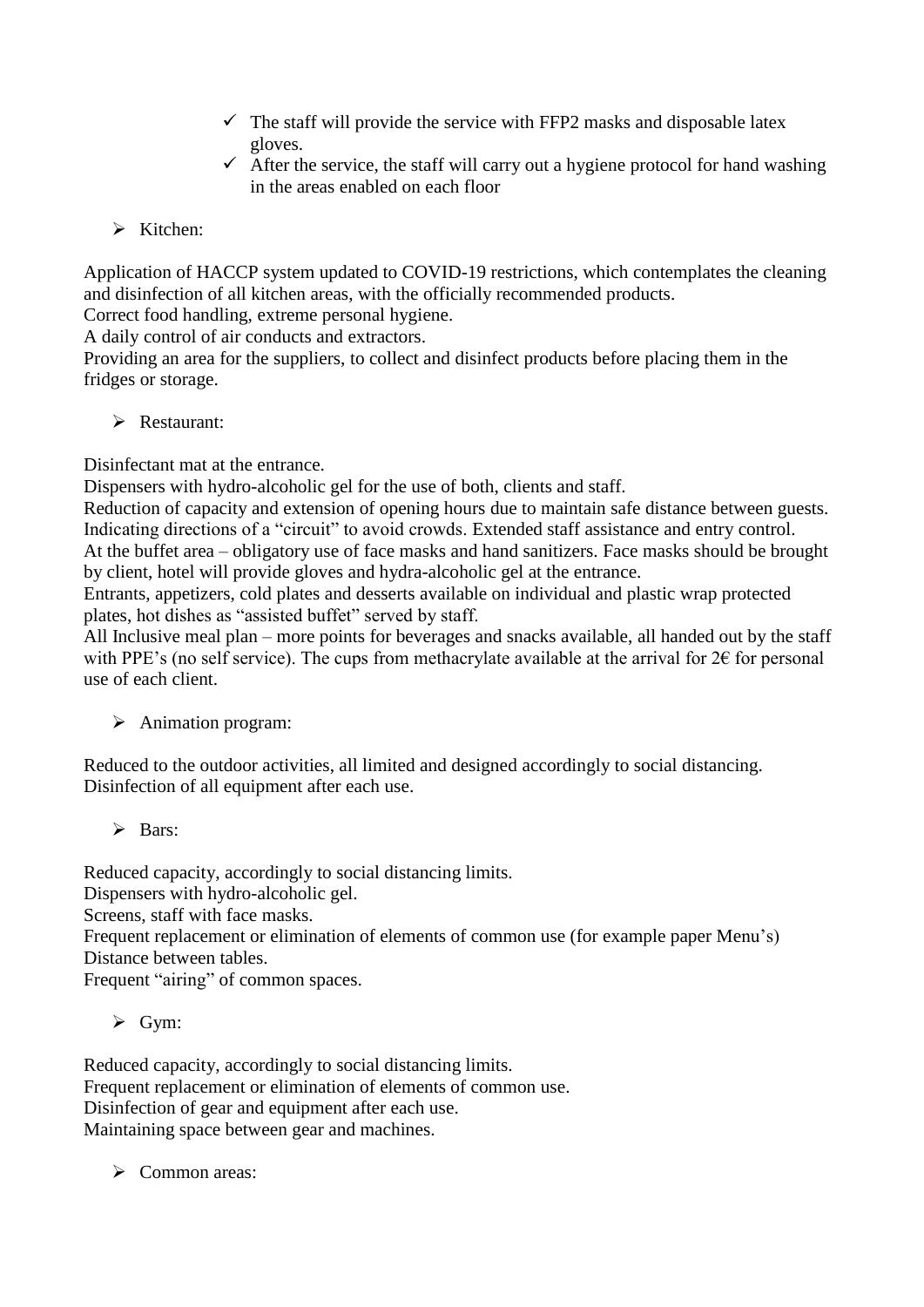- ✓ The staff will provide the service with FFP2 masks and disposable latex gloves.
  - ✓ After the service, the staff will carry out a hygiene protocol for hand washing in the areas enabled on each floor

- Kitchen:

Application of HACCP system updated to COVID-19 restrictions, which contemplates the cleaning and disinfection of all kitchen areas, with the officially recommended products.
Correct food handling, extreme personal hygiene.
A daily control of air conducts and extractors.
Providing an area for the suppliers, to collect and disinfect products before placing them in the fridges or storage.

- Restaurant:

Disinfectant mat at the entrance.
Dispensers with hydro-alcoholic gel for the use of both, clients and staff.
Reduction of capacity and extension of opening hours due to maintain safe distance between guests.
Indicating directions of a "circuit" to avoid crowds. Extended staff assistance and entry control.
At the buffet area – obligatory use of face masks and hand sanitizers. Face masks should be brought by client, hotel will provide gloves and hydra-alcoholic gel at the entrance.
Entrants, appetizers, cold plates and desserts available on individual and plastic wrap protected plates, hot dishes as "assisted buffet" served by staff.
All Inclusive meal plan – more points for beverages and snacks available, all handed out by the staff with PPE's (no self service). The cups from methacrylate available at the arrival for 2€ for personal use of each client.

- Animation program:

Reduced to the outdoor activities, all limited and designed accordingly to social distancing.
Disinfection of all equipment after each use.

- Bars:

Reduced capacity, accordingly to social distancing limits.
Dispensers with hydro-alcoholic gel.
Screens, staff with face masks.
Frequent replacement or elimination of elements of common use (for example paper Menu's)
Distance between tables.
Frequent "airing" of common spaces.

- Gym:

Reduced capacity, accordingly to social distancing limits.
Frequent replacement or elimination of elements of common use.
Disinfection of gear and equipment after each use.
Maintaining space between gear and machines.

- Common areas: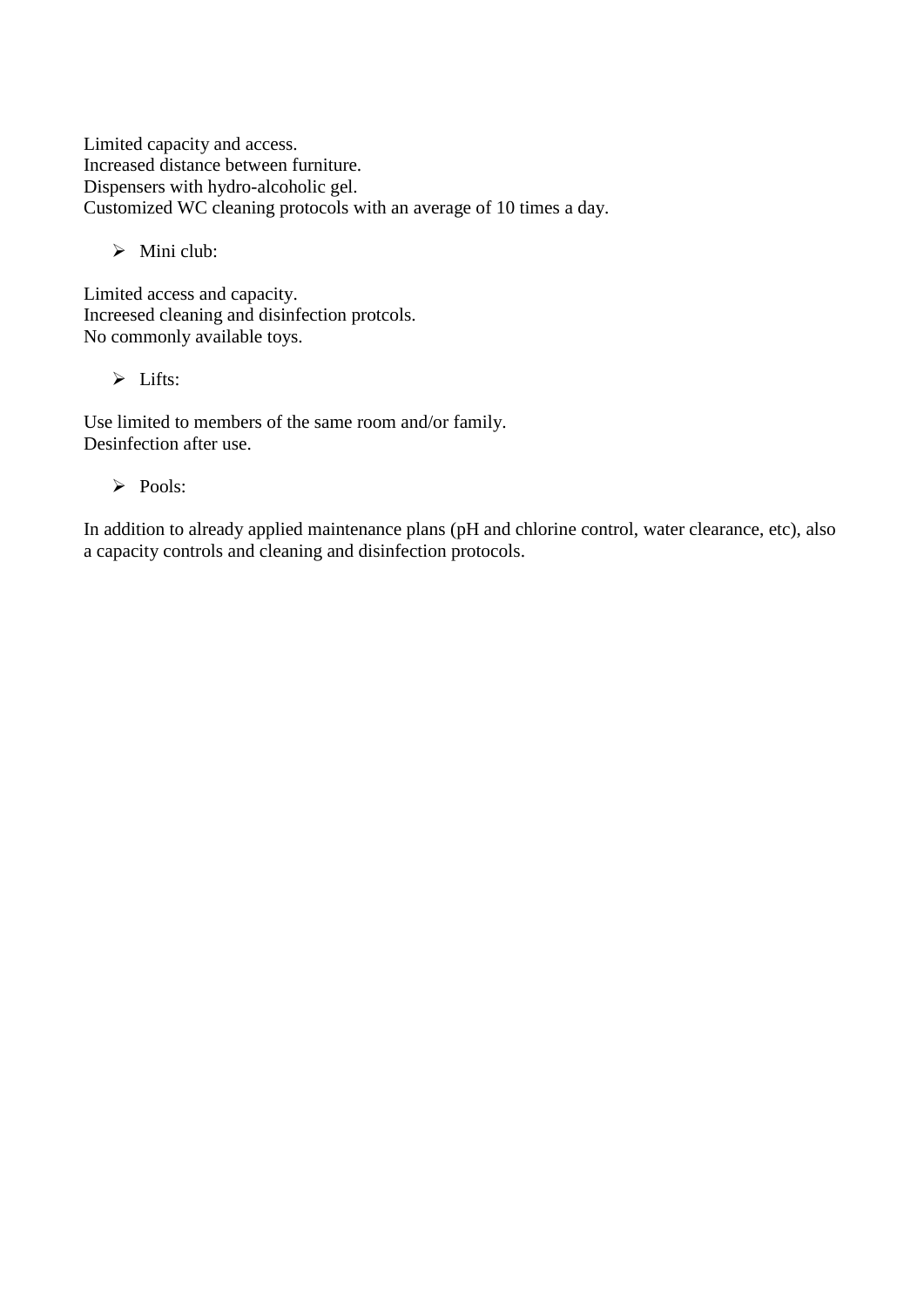Limited capacity and access.
Increased distance between furniture.
Dispensers with hydro-alcoholic gel.
Customized WC cleaning protocols with an average of 10 times a day.

- Mini club:

Limited access and capacity.
Increesed cleaning and disinfection protcols.
No commonly available toys.

- Lifts:

Use limited to members of the same room and/or family.
Desinfection after use.

- Pools:

In addition to already applied maintenance plans (pH and chlorine control, water clearance, etc), also a capacity controls and cleaning and disinfection protocols.